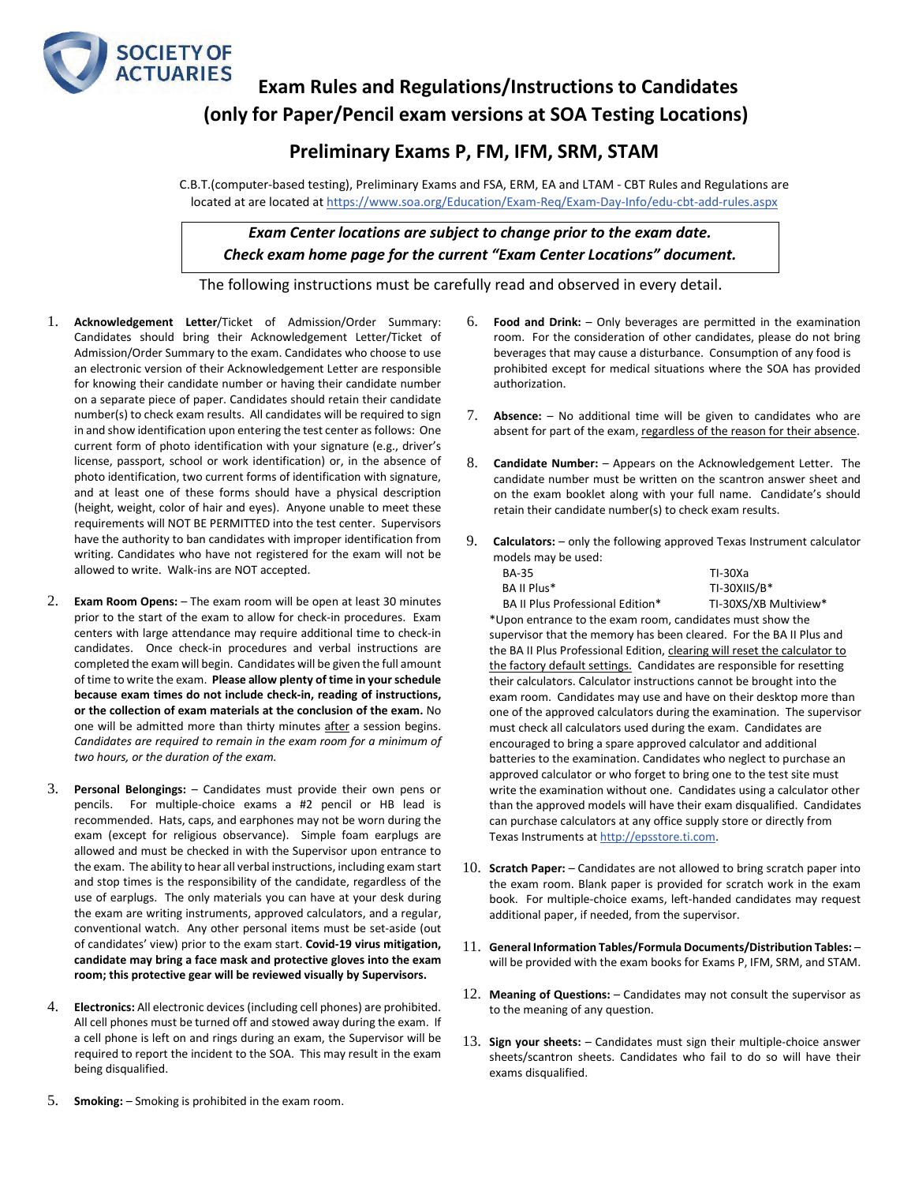SOCIETY OF ACTUARIES

# Exam Rules and Regulations/Instructions to Candidates (only for Paper/Pencil exam versions at SOA Testing Locations)

## Preliminary Exams P, FM, IFM, SRM, STAM

C.B.T.(computer-based testing), Preliminary Exams and FSA, ERM, EA and LTAM - CBT Rules and Regulations are located at are located at https://www.soa.org/Education/Exam-Req/Exam-Day-Info/edu-cbt-add-rules.aspx

*Exam Center locations are subject to change prior to the exam date. Check exam home page for the current "Exam Center Locations" document.*

The following instructions must be carefully read and observed in every detail.

1. **Acknowledgement Letter**/Ticket of Admission/Order Summary: Candidates should bring their Acknowledgement Letter/Ticket of Admission/Order Summary to the exam. Candidates who choose to use an electronic version of their Acknowledgement Letter are responsible for knowing their candidate number or having their candidate number on a separate piece of paper. Candidates should retain their candidate number(s) to check exam results. All candidates will be required to sign in and show identification upon entering the test center as follows: One current form of photo identification with your signature (e.g., driver's license, passport, school or work identification) or, in the absence of photo identification, two current forms of identification with signature, and at least one of these forms should have a physical description (height, weight, color of hair and eyes). Anyone unable to meet these requirements will NOT BE PERMITTED into the test center. Supervisors have the authority to ban candidates with improper identification from writing. Candidates who have not registered for the exam will not be allowed to write. Walk-ins are NOT accepted.

2. **Exam Room Opens:** – The exam room will be open at least 30 minutes prior to the start of the exam to allow for check-in procedures. Exam centers with large attendance may require additional time to check-in candidates. Once check-in procedures and verbal instructions are completed the exam will begin. Candidates will be given the full amount of time to write the exam. **Please allow plenty of time in your schedule because exam times do not include check-in, reading of instructions, or the collection of exam materials at the conclusion of the exam.** No one will be admitted more than thirty minutes after a session begins. *Candidates are required to remain in the exam room for a minimum of two hours, or the duration of the exam.*

3. **Personal Belongings:** – Candidates must provide their own pens or pencils. For multiple-choice exams a #2 pencil or HB lead is recommended. Hats, caps, and earphones may not be worn during the exam (except for religious observance). Simple foam earplugs are allowed and must be checked in with the Supervisor upon entrance to the exam. The ability to hear all verbal instructions, including exam start and stop times is the responsibility of the candidate, regardless of the use of earplugs. The only materials you can have at your desk during the exam are writing instruments, approved calculators, and a regular, conventional watch. Any other personal items must be set-aside (out of candidates' view) prior to the exam start. **Covid-19 virus mitigation, candidate may bring a face mask and protective gloves into the exam room; this protective gear will be reviewed visually by Supervisors.**

4. **Electronics:** All electronic devices (including cell phones) are prohibited. All cell phones must be turned off and stowed away during the exam. If a cell phone is left on and rings during an exam, the Supervisor will be required to report the incident to the SOA. This may result in the exam being disqualified.

5. **Smoking:** – Smoking is prohibited in the exam room.

6. **Food and Drink:** – Only beverages are permitted in the examination room. For the consideration of other candidates, please do not bring beverages that may cause a disturbance. Consumption of any food is prohibited except for medical situations where the SOA has provided authorization.

7. **Absence:** – No additional time will be given to candidates who are absent for part of the exam, regardless of the reason for their absence.

8. **Candidate Number:** – Appears on the Acknowledgement Letter. The candidate number must be written on the scantron answer sheet and on the exam booklet along with your full name. Candidate's should retain their candidate number(s) to check exam results.

9. **Calculators:** – only the following approved Texas Instrument calculator models may be used:

   | | |
   |---|---|
   | BA-35 | TI-30Xa |
   | BA II Plus* | TI-30XIIS/B* |
   | BA II Plus Professional Edition* | TI-30XS/XB Multiview* |

   *Upon entrance to the exam room, candidates must show the supervisor that the memory has been cleared. For the BA II Plus and the BA II Plus Professional Edition, clearing will reset the calculator to the factory default settings. Candidates are responsible for resetting their calculators. Calculator instructions cannot be brought into the exam room. Candidates may use and have on their desktop more than one of the approved calculators during the examination. The supervisor must check all calculators used during the exam. Candidates are encouraged to bring a spare approved calculator and additional batteries to the examination. Candidates who neglect to purchase an approved calculator or who forget to bring one to the test site must write the examination without one. Candidates using a calculator other than the approved models will have their exam disqualified. Candidates can purchase calculators at any office supply store or directly from Texas Instruments at http://epsstore.ti.com.

10. **Scratch Paper:** – Candidates are not allowed to bring scratch paper into the exam room. Blank paper is provided for scratch work in the exam book. For multiple-choice exams, left-handed candidates may request additional paper, if needed, from the supervisor.

11. **General Information Tables/Formula Documents/Distribution Tables:** – will be provided with the exam books for Exams P, IFM, SRM, and STAM.

12. **Meaning of Questions:** – Candidates may not consult the supervisor as to the meaning of any question.

13. **Sign your sheets:** – Candidates must sign their multiple-choice answer sheets/scantron sheets. Candidates who fail to do so will have their exams disqualified.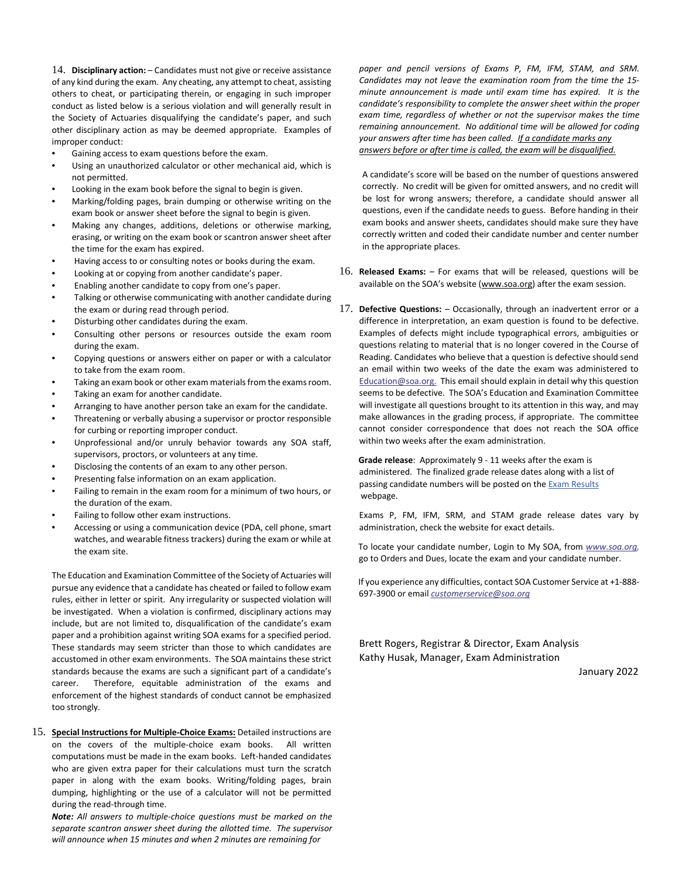14. **Disciplinary action:** – Candidates must not give or receive assistance of any kind during the exam. Any cheating, any attempt to cheat, assisting others to cheat, or participating therein, or engaging in such improper conduct as listed below is a serious violation and will generally result in the Society of Actuaries disqualifying the candidate's paper, and such other disciplinary action as may be deemed appropriate. Examples of improper conduct:

- Gaining access to exam questions before the exam.
- Using an unauthorized calculator or other mechanical aid, which is not permitted.
- Looking in the exam book before the signal to begin is given.
- Marking/folding pages, brain dumping or otherwise writing on the exam book or answer sheet before the signal to begin is given.
- Making any changes, additions, deletions or otherwise marking, erasing, or writing on the exam book or scantron answer sheet after the time for the exam has expired.
- Having access to or consulting notes or books during the exam.
- Looking at or copying from another candidate's paper.
- Enabling another candidate to copy from one's paper.
- Talking or otherwise communicating with another candidate during the exam or during read through period.
- Disturbing other candidates during the exam.
- Consulting other persons or resources outside the exam room during the exam.
- Copying questions or answers either on paper or with a calculator to take from the exam room.
- Taking an exam book or other exam materials from the exams room.
- Taking an exam for another candidate.
- Arranging to have another person take an exam for the candidate.
- Threatening or verbally abusing a supervisor or proctor responsible for curbing or reporting improper conduct.
- Unprofessional and/or unruly behavior towards any SOA staff, supervisors, proctors, or volunteers at any time.
- Disclosing the contents of an exam to any other person.
- Presenting false information on an exam application.
- Failing to remain in the exam room for a minimum of two hours, or the duration of the exam.
- Failing to follow other exam instructions.
- Accessing or using a communication device (PDA, cell phone, smart watches, and wearable fitness trackers) during the exam or while at the exam site.

The Education and Examination Committee of the Society of Actuaries will pursue any evidence that a candidate has cheated or failed to follow exam rules, either in letter or spirit. Any irregularity or suspected violation will be investigated. When a violation is confirmed, disciplinary actions may include, but are not limited to, disqualification of the candidate's exam paper and a prohibition against writing SOA exams for a specified period. These standards may seem stricter than those to which candidates are accustomed in other exam environments. The SOA maintains these strict standards because the exams are such a significant part of a candidate's career. Therefore, equitable administration of the exams and enforcement of the highest standards of conduct cannot be emphasized too strongly.

15. **Special Instructions for Multiple-Choice Exams:** Detailed instructions are on the covers of the multiple-choice exam books. All written computations must be made in the exam books. Left-handed candidates who are given extra paper for their calculations must turn the scratch paper in along with the exam books. Writing/folding pages, brain dumping, highlighting or the use of a calculator will not be permitted during the read-through time.

***Note:*** *All answers to multiple-choice questions must be marked on the separate scantron answer sheet during the allotted time. The supervisor will announce when 15 minutes and when 2 minutes are remaining for paper and pencil versions of Exams P, FM, IFM, STAM, and SRM. Candidates may not leave the examination room from the time the 15-minute announcement is made until exam time has expired. It is the candidate's responsibility to complete the answer sheet within the proper exam time, regardless of whether or not the supervisor makes the time remaining announcement. No additional time will be allowed for coding your answers after time has been called. If a candidate marks any answers before or after time is called, the exam will be disqualified.*

A candidate's score will be based on the number of questions answered correctly. No credit will be given for omitted answers, and no credit will be lost for wrong answers; therefore, a candidate should answer all questions, even if the candidate needs to guess. Before handing in their exam books and answer sheets, candidates should make sure they have correctly written and coded their candidate number and center number in the appropriate places.

16. **Released Exams:** – For exams that will be released, questions will be available on the SOA's website (www.soa.org) after the exam session.

17. **Defective Questions:** – Occasionally, through an inadvertent error or a difference in interpretation, an exam question is found to be defective. Examples of defects might include typographical errors, ambiguities or questions relating to material that is no longer covered in the Course of Reading. Candidates who believe that a question is defective should send an email within two weeks of the date the exam was administered to Education@soa.org. This email should explain in detail why this question seems to be defective. The SOA's Education and Examination Committee will investigate all questions brought to its attention in this way, and may make allowances in the grading process, if appropriate. The committee cannot consider correspondence that does not reach the SOA office within two weeks after the exam administration.

**Grade release**: Approximately 9 - 11 weeks after the exam is administered. The finalized grade release dates along with a list of passing candidate numbers will be posted on the Exam Results webpage.

Exams P, FM, IFM, SRM, and STAM grade release dates vary by administration, check the website for exact details.

To locate your candidate number, Login to My SOA, from *www.soa.org*, go to Orders and Dues, locate the exam and your candidate number.

If you experience any difficulties, contact SOA Customer Service at +1-888-697-3900 or email *customerservice@soa.org*

Brett Rogers, Registrar & Director, Exam Analysis
Kathy Husak, Manager, Exam Administration

January 2022